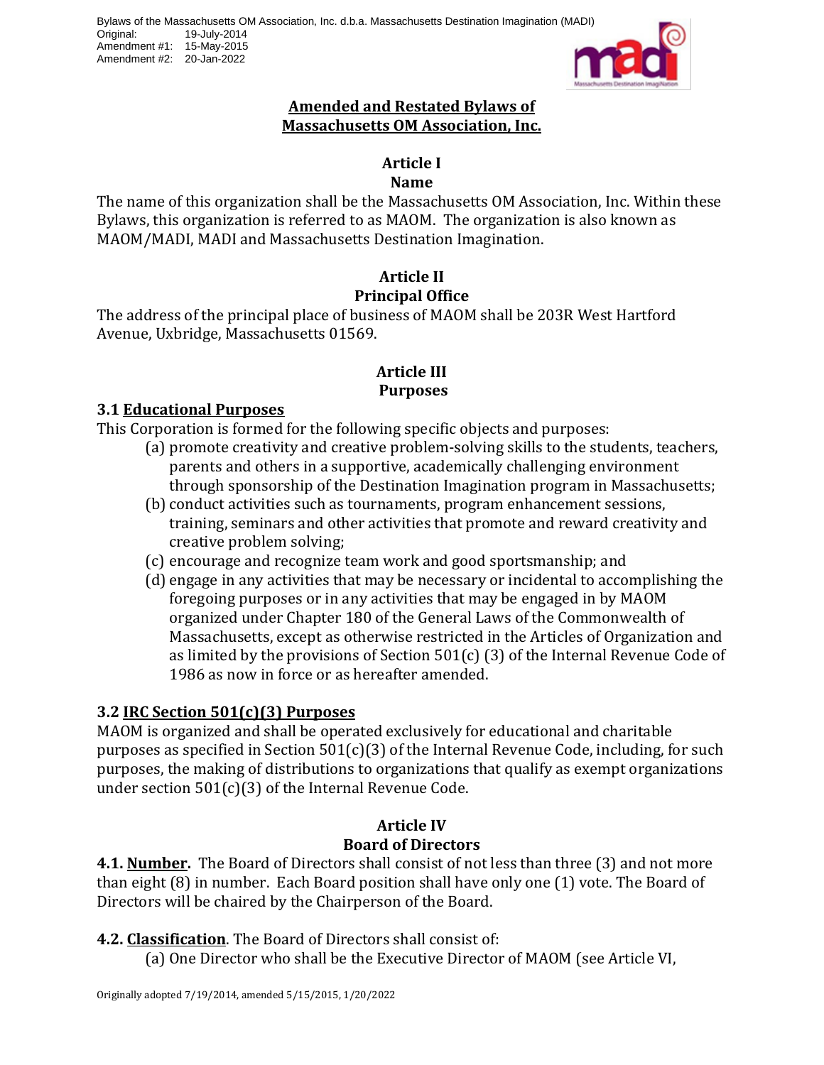Bylaws of the Massachusetts OM Association, Inc. d.b.a. Massachusetts Destination Imagination (MADI)
Original: 19-July-2014
Amendment #1: 15-May-2015
Amendment #2: 20-Jan-2022

# Amended and Restated Bylaws of Massachusetts OM Association, Inc.

## Article I
## Name

The name of this organization shall be the Massachusetts OM Association, Inc. Within these Bylaws, this organization is referred to as MAOM. The organization is also known as MAOM/MADI, MADI and Massachusetts Destination Imagination.

## Article II
## Principal Office

The address of the principal place of business of MAOM shall be 203R West Hartford Avenue, Uxbridge, Massachusetts 01569.

## Article III
## Purposes

### 3.1 Educational Purposes

This Corporation is formed for the following specific objects and purposes:

(a) promote creativity and creative problem-solving skills to the students, teachers, parents and others in a supportive, academically challenging environment through sponsorship of the Destination Imagination program in Massachusetts;

(b) conduct activities such as tournaments, program enhancement sessions, training, seminars and other activities that promote and reward creativity and creative problem solving;

(c) encourage and recognize team work and good sportsmanship; and

(d) engage in any activities that may be necessary or incidental to accomplishing the foregoing purposes or in any activities that may be engaged in by MAOM organized under Chapter 180 of the General Laws of the Commonwealth of Massachusetts, except as otherwise restricted in the Articles of Organization and as limited by the provisions of Section 501(c) (3) of the Internal Revenue Code of 1986 as now in force or as hereafter amended.

### 3.2 IRC Section 501(c)(3) Purposes

MAOM is organized and shall be operated exclusively for educational and charitable purposes as specified in Section 501(c)(3) of the Internal Revenue Code, including, for such purposes, the making of distributions to organizations that qualify as exempt organizations under section 501(c)(3) of the Internal Revenue Code.

## Article IV
## Board of Directors

**4.1. Number.** The Board of Directors shall consist of not less than three (3) and not more than eight (8) in number. Each Board position shall have only one (1) vote. The Board of Directors will be chaired by the Chairperson of the Board.

**4.2. Classification**. The Board of Directors shall consist of:

(a) One Director who shall be the Executive Director of MAOM (see Article VI,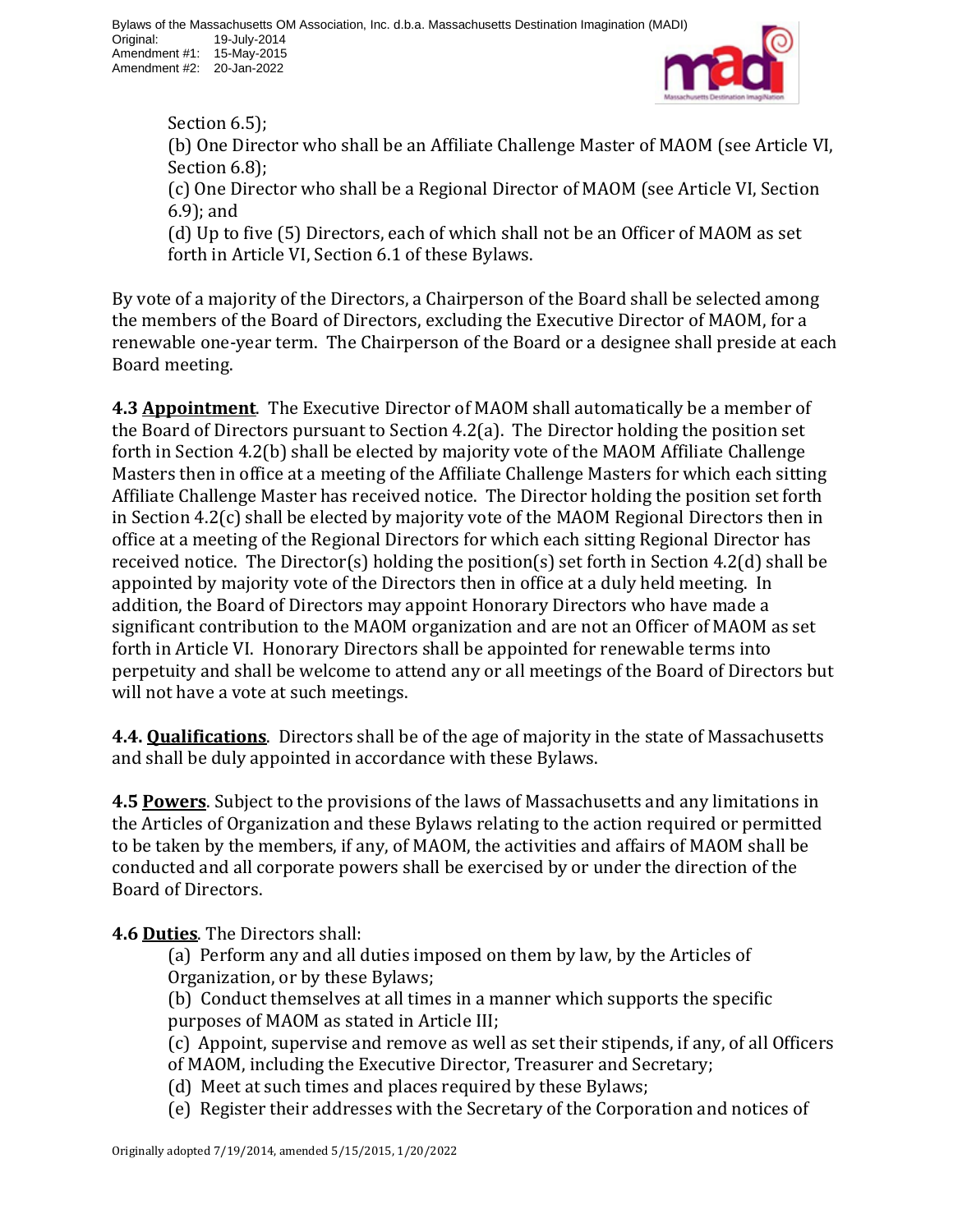Section 6.5);

(b) One Director who shall be an Affiliate Challenge Master of MAOM (see Article VI, Section 6.8);

(c) One Director who shall be a Regional Director of MAOM (see Article VI, Section 6.9); and

(d) Up to five (5) Directors, each of which shall not be an Officer of MAOM as set forth in Article VI, Section 6.1 of these Bylaws.

By vote of a majority of the Directors, a Chairperson of the Board shall be selected among the members of the Board of Directors, excluding the Executive Director of MAOM, for a renewable one-year term. The Chairperson of the Board or a designee shall preside at each Board meeting.

**4.3 Appointment**. The Executive Director of MAOM shall automatically be a member of the Board of Directors pursuant to Section 4.2(a). The Director holding the position set forth in Section 4.2(b) shall be elected by majority vote of the MAOM Affiliate Challenge Masters then in office at a meeting of the Affiliate Challenge Masters for which each sitting Affiliate Challenge Master has received notice. The Director holding the position set forth in Section 4.2(c) shall be elected by majority vote of the MAOM Regional Directors then in office at a meeting of the Regional Directors for which each sitting Regional Director has received notice. The Director(s) holding the position(s) set forth in Section 4.2(d) shall be appointed by majority vote of the Directors then in office at a duly held meeting. In addition, the Board of Directors may appoint Honorary Directors who have made a significant contribution to the MAOM organization and are not an Officer of MAOM as set forth in Article VI. Honorary Directors shall be appointed for renewable terms into perpetuity and shall be welcome to attend any or all meetings of the Board of Directors but will not have a vote at such meetings.

**4.4. Qualifications**. Directors shall be of the age of majority in the state of Massachusetts and shall be duly appointed in accordance with these Bylaws.

**4.5 Powers**. Subject to the provisions of the laws of Massachusetts and any limitations in the Articles of Organization and these Bylaws relating to the action required or permitted to be taken by the members, if any, of MAOM, the activities and affairs of MAOM shall be conducted and all corporate powers shall be exercised by or under the direction of the Board of Directors.

**4.6 Duties**. The Directors shall:

(a) Perform any and all duties imposed on them by law, by the Articles of Organization, or by these Bylaws;

(b) Conduct themselves at all times in a manner which supports the specific purposes of MAOM as stated in Article III;

(c) Appoint, supervise and remove as well as set their stipends, if any, of all Officers of MAOM, including the Executive Director, Treasurer and Secretary;

(d) Meet at such times and places required by these Bylaws;

(e) Register their addresses with the Secretary of the Corporation and notices of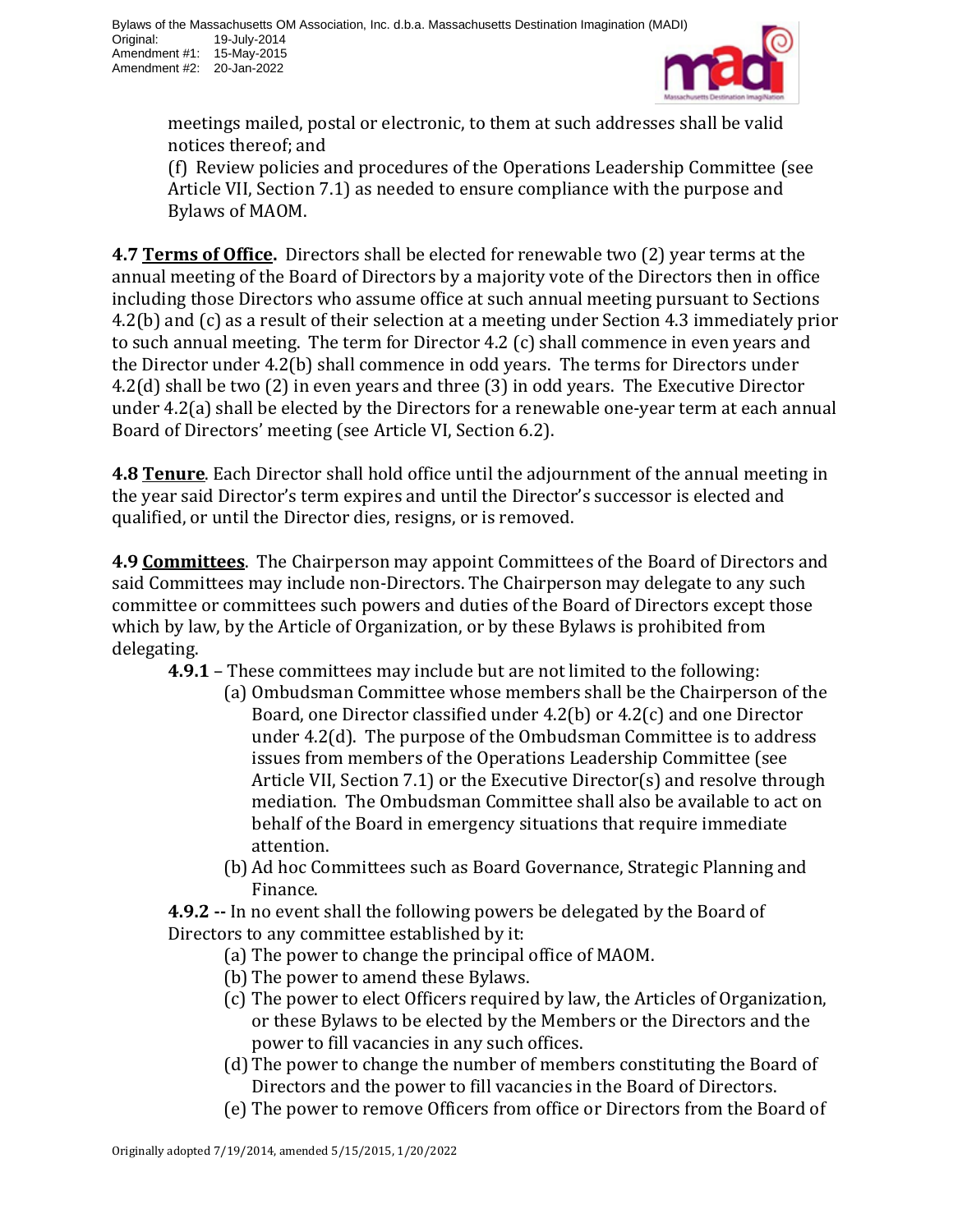meetings mailed, postal or electronic, to them at such addresses shall be valid notices thereof; and

(f) Review policies and procedures of the Operations Leadership Committee (see Article VII, Section 7.1) as needed to ensure compliance with the purpose and Bylaws of MAOM.

**4.7 Terms of Office.** Directors shall be elected for renewable two (2) year terms at the annual meeting of the Board of Directors by a majority vote of the Directors then in office including those Directors who assume office at such annual meeting pursuant to Sections 4.2(b) and (c) as a result of their selection at a meeting under Section 4.3 immediately prior to such annual meeting. The term for Director 4.2 (c) shall commence in even years and the Director under 4.2(b) shall commence in odd years. The terms for Directors under 4.2(d) shall be two (2) in even years and three (3) in odd years. The Executive Director under 4.2(a) shall be elected by the Directors for a renewable one-year term at each annual Board of Directors' meeting (see Article VI, Section 6.2).

**4.8 Tenure**. Each Director shall hold office until the adjournment of the annual meeting in the year said Director's term expires and until the Director's successor is elected and qualified, or until the Director dies, resigns, or is removed.

**4.9 Committees**. The Chairperson may appoint Committees of the Board of Directors and said Committees may include non-Directors. The Chairperson may delegate to any such committee or committees such powers and duties of the Board of Directors except those which by law, by the Article of Organization, or by these Bylaws is prohibited from delegating.

**4.9.1** – These committees may include but are not limited to the following:

(a) Ombudsman Committee whose members shall be the Chairperson of the Board, one Director classified under 4.2(b) or 4.2(c) and one Director under 4.2(d). The purpose of the Ombudsman Committee is to address issues from members of the Operations Leadership Committee (see Article VII, Section 7.1) or the Executive Director(s) and resolve through mediation. The Ombudsman Committee shall also be available to act on behalf of the Board in emergency situations that require immediate attention.

(b) Ad hoc Committees such as Board Governance, Strategic Planning and Finance.

**4.9.2 --** In no event shall the following powers be delegated by the Board of Directors to any committee established by it:

(a) The power to change the principal office of MAOM.

(b) The power to amend these Bylaws.

(c) The power to elect Officers required by law, the Articles of Organization, or these Bylaws to be elected by the Members or the Directors and the power to fill vacancies in any such offices.

(d) The power to change the number of members constituting the Board of Directors and the power to fill vacancies in the Board of Directors.

(e) The power to remove Officers from office or Directors from the Board of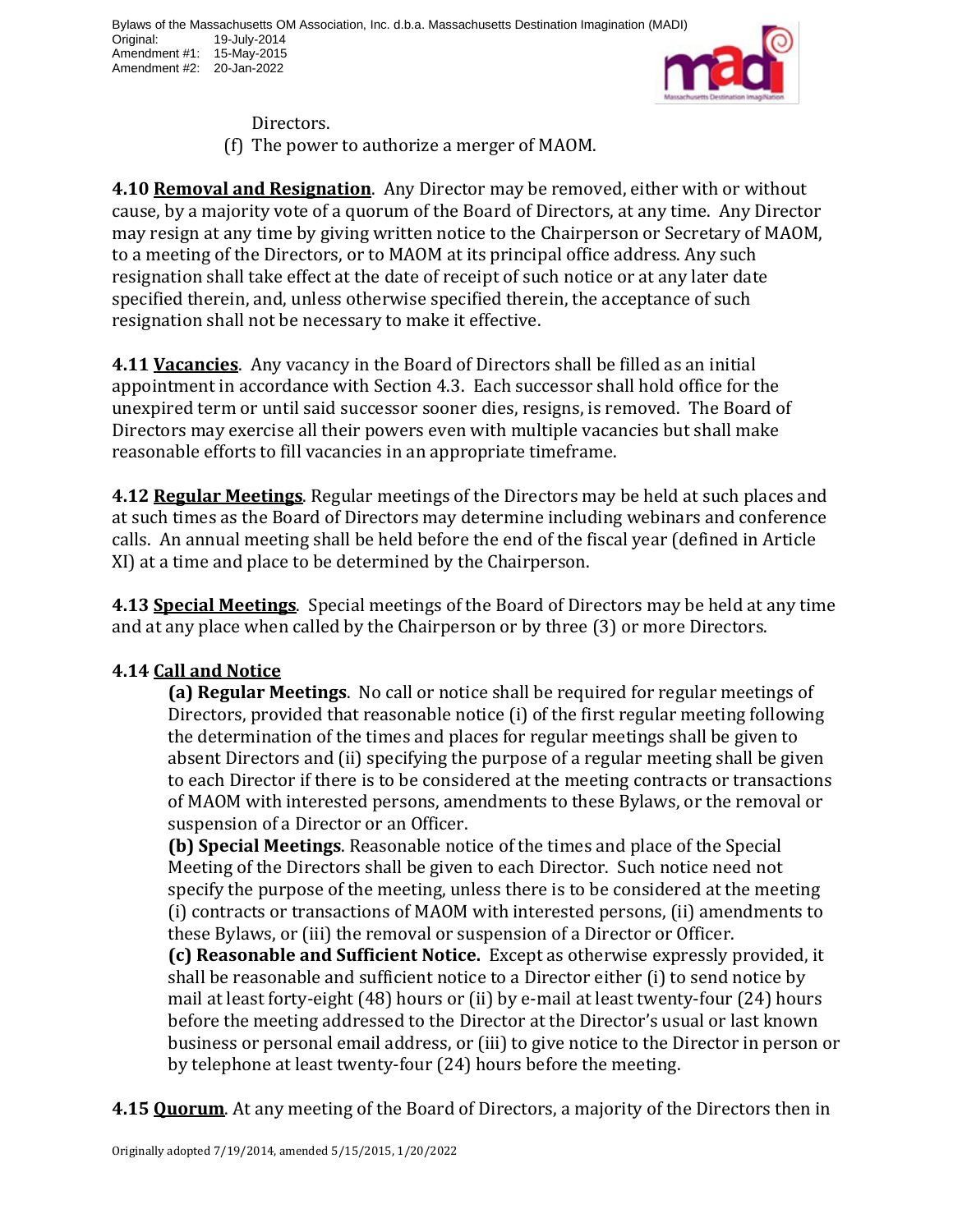Directors.

(f) The power to authorize a merger of MAOM.

**4.10 Removal and Resignation**. Any Director may be removed, either with or without cause, by a majority vote of a quorum of the Board of Directors, at any time. Any Director may resign at any time by giving written notice to the Chairperson or Secretary of MAOM, to a meeting of the Directors, or to MAOM at its principal office address. Any such resignation shall take effect at the date of receipt of such notice or at any later date specified therein, and, unless otherwise specified therein, the acceptance of such resignation shall not be necessary to make it effective.

**4.11 Vacancies**. Any vacancy in the Board of Directors shall be filled as an initial appointment in accordance with Section 4.3. Each successor shall hold office for the unexpired term or until said successor sooner dies, resigns, is removed. The Board of Directors may exercise all their powers even with multiple vacancies but shall make reasonable efforts to fill vacancies in an appropriate timeframe.

**4.12 Regular Meetings**. Regular meetings of the Directors may be held at such places and at such times as the Board of Directors may determine including webinars and conference calls. An annual meeting shall be held before the end of the fiscal year (defined in Article XI) at a time and place to be determined by the Chairperson.

**4.13 Special Meetings**. Special meetings of the Board of Directors may be held at any time and at any place when called by the Chairperson or by three (3) or more Directors.

**4.14 Call and Notice**

**(a) Regular Meetings**. No call or notice shall be required for regular meetings of Directors, provided that reasonable notice (i) of the first regular meeting following the determination of the times and places for regular meetings shall be given to absent Directors and (ii) specifying the purpose of a regular meeting shall be given to each Director if there is to be considered at the meeting contracts or transactions of MAOM with interested persons, amendments to these Bylaws, or the removal or suspension of a Director or an Officer.

**(b) Special Meetings**. Reasonable notice of the times and place of the Special Meeting of the Directors shall be given to each Director. Such notice need not specify the purpose of the meeting, unless there is to be considered at the meeting (i) contracts or transactions of MAOM with interested persons, (ii) amendments to these Bylaws, or (iii) the removal or suspension of a Director or Officer.

**(c) Reasonable and Sufficient Notice.** Except as otherwise expressly provided, it shall be reasonable and sufficient notice to a Director either (i) to send notice by mail at least forty-eight (48) hours or (ii) by e-mail at least twenty-four (24) hours before the meeting addressed to the Director at the Director's usual or last known business or personal email address, or (iii) to give notice to the Director in person or by telephone at least twenty-four (24) hours before the meeting.

**4.15 Quorum**. At any meeting of the Board of Directors, a majority of the Directors then in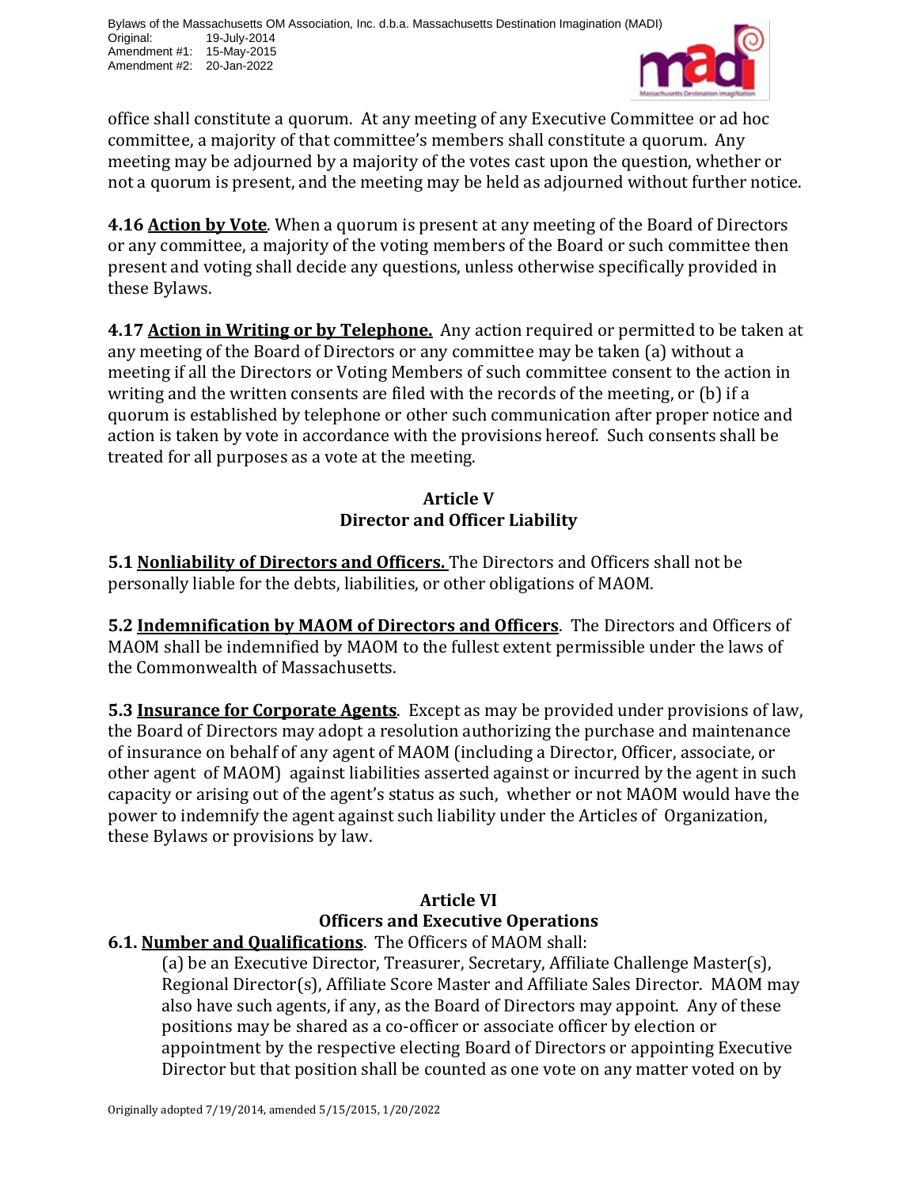office shall constitute a quorum. At any meeting of any Executive Committee or ad hoc committee, a majority of that committee's members shall constitute a quorum. Any meeting may be adjourned by a majority of the votes cast upon the question, whether or not a quorum is present, and the meeting may be held as adjourned without further notice.

**4.16 Action by Vote**. When a quorum is present at any meeting of the Board of Directors or any committee, a majority of the voting members of the Board or such committee then present and voting shall decide any questions, unless otherwise specifically provided in these Bylaws.

**4.17 Action in Writing or by Telephone.** Any action required or permitted to be taken at any meeting of the Board of Directors or any committee may be taken (a) without a meeting if all the Directors or Voting Members of such committee consent to the action in writing and the written consents are filed with the records of the meeting, or (b) if a quorum is established by telephone or other such communication after proper notice and action is taken by vote in accordance with the provisions hereof. Such consents shall be treated for all purposes as a vote at the meeting.

## Article V
## Director and Officer Liability

**5.1 Nonliability of Directors and Officers.** The Directors and Officers shall not be personally liable for the debts, liabilities, or other obligations of MAOM.

**5.2 Indemnification by MAOM of Directors and Officers**. The Directors and Officers of MAOM shall be indemnified by MAOM to the fullest extent permissible under the laws of the Commonwealth of Massachusetts.

**5.3 Insurance for Corporate Agents**. Except as may be provided under provisions of law, the Board of Directors may adopt a resolution authorizing the purchase and maintenance of insurance on behalf of any agent of MAOM (including a Director, Officer, associate, or other agent of MAOM) against liabilities asserted against or incurred by the agent in such capacity or arising out of the agent's status as such, whether or not MAOM would have the power to indemnify the agent against such liability under the Articles of Organization, these Bylaws or provisions by law.

## Article VI
## Officers and Executive Operations

**6.1. Number and Qualifications**. The Officers of MAOM shall:

(a) be an Executive Director, Treasurer, Secretary, Affiliate Challenge Master(s), Regional Director(s), Affiliate Score Master and Affiliate Sales Director. MAOM may also have such agents, if any, as the Board of Directors may appoint. Any of these positions may be shared as a co-officer or associate officer by election or appointment by the respective electing Board of Directors or appointing Executive Director but that position shall be counted as one vote on any matter voted on by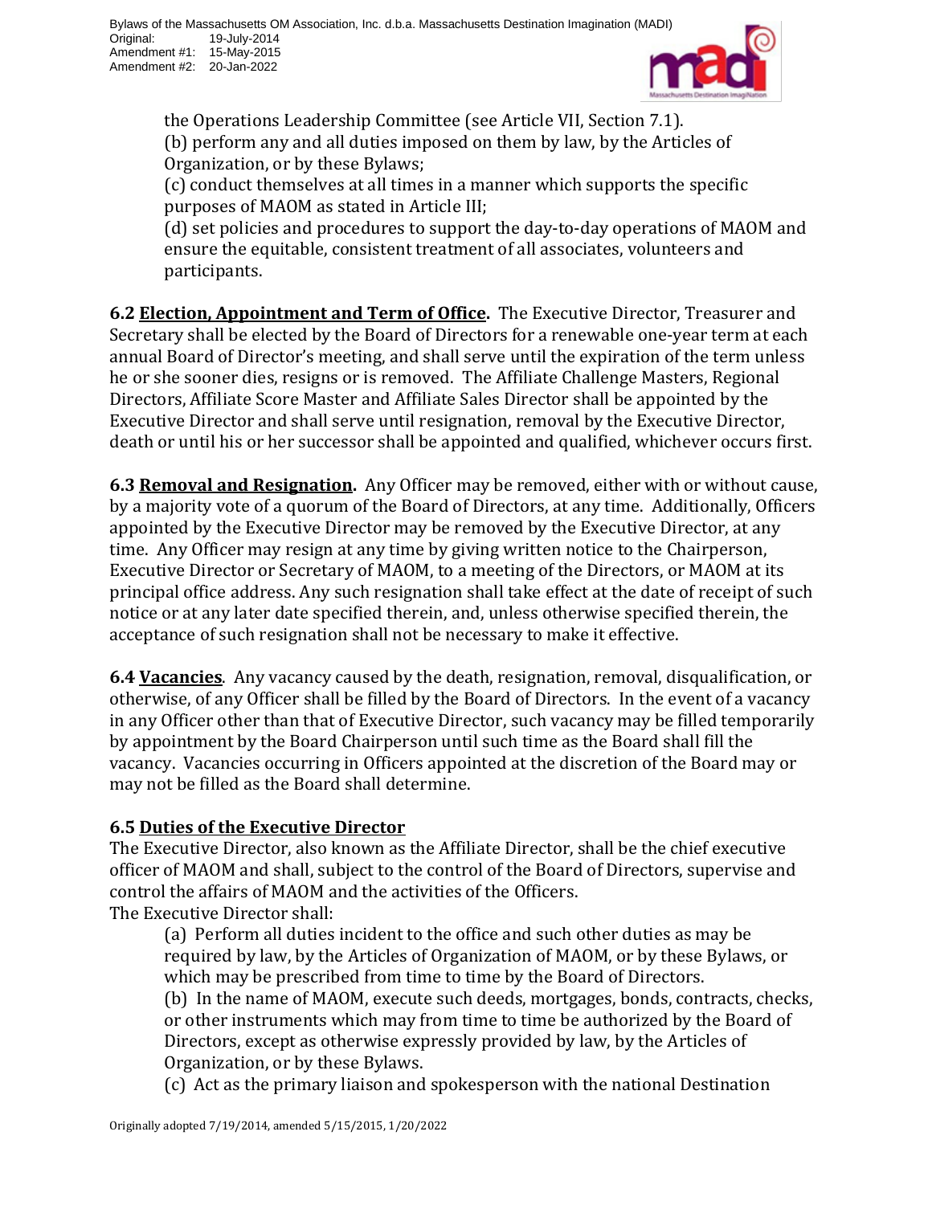the Operations Leadership Committee (see Article VII, Section 7.1).

(b) perform any and all duties imposed on them by law, by the Articles of Organization, or by these Bylaws;

(c) conduct themselves at all times in a manner which supports the specific purposes of MAOM as stated in Article III;

(d) set policies and procedures to support the day-to-day operations of MAOM and ensure the equitable, consistent treatment of all associates, volunteers and participants.

**6.2 Election, Appointment and Term of Office.** The Executive Director, Treasurer and Secretary shall be elected by the Board of Directors for a renewable one-year term at each annual Board of Director's meeting, and shall serve until the expiration of the term unless he or she sooner dies, resigns or is removed. The Affiliate Challenge Masters, Regional Directors, Affiliate Score Master and Affiliate Sales Director shall be appointed by the Executive Director and shall serve until resignation, removal by the Executive Director, death or until his or her successor shall be appointed and qualified, whichever occurs first.

**6.3 Removal and Resignation.** Any Officer may be removed, either with or without cause, by a majority vote of a quorum of the Board of Directors, at any time. Additionally, Officers appointed by the Executive Director may be removed by the Executive Director, at any time. Any Officer may resign at any time by giving written notice to the Chairperson, Executive Director or Secretary of MAOM, to a meeting of the Directors, or MAOM at its principal office address. Any such resignation shall take effect at the date of receipt of such notice or at any later date specified therein, and, unless otherwise specified therein, the acceptance of such resignation shall not be necessary to make it effective.

**6.4 Vacancies.** Any vacancy caused by the death, resignation, removal, disqualification, or otherwise, of any Officer shall be filled by the Board of Directors. In the event of a vacancy in any Officer other than that of Executive Director, such vacancy may be filled temporarily by appointment by the Board Chairperson until such time as the Board shall fill the vacancy. Vacancies occurring in Officers appointed at the discretion of the Board may or may not be filled as the Board shall determine.

**6.5 Duties of the Executive Director**

The Executive Director, also known as the Affiliate Director, shall be the chief executive officer of MAOM and shall, subject to the control of the Board of Directors, supervise and control the affairs of MAOM and the activities of the Officers.

The Executive Director shall:

(a) Perform all duties incident to the office and such other duties as may be required by law, by the Articles of Organization of MAOM, or by these Bylaws, or which may be prescribed from time to time by the Board of Directors.

(b) In the name of MAOM, execute such deeds, mortgages, bonds, contracts, checks, or other instruments which may from time to time be authorized by the Board of Directors, except as otherwise expressly provided by law, by the Articles of Organization, or by these Bylaws.

(c) Act as the primary liaison and spokesperson with the national Destination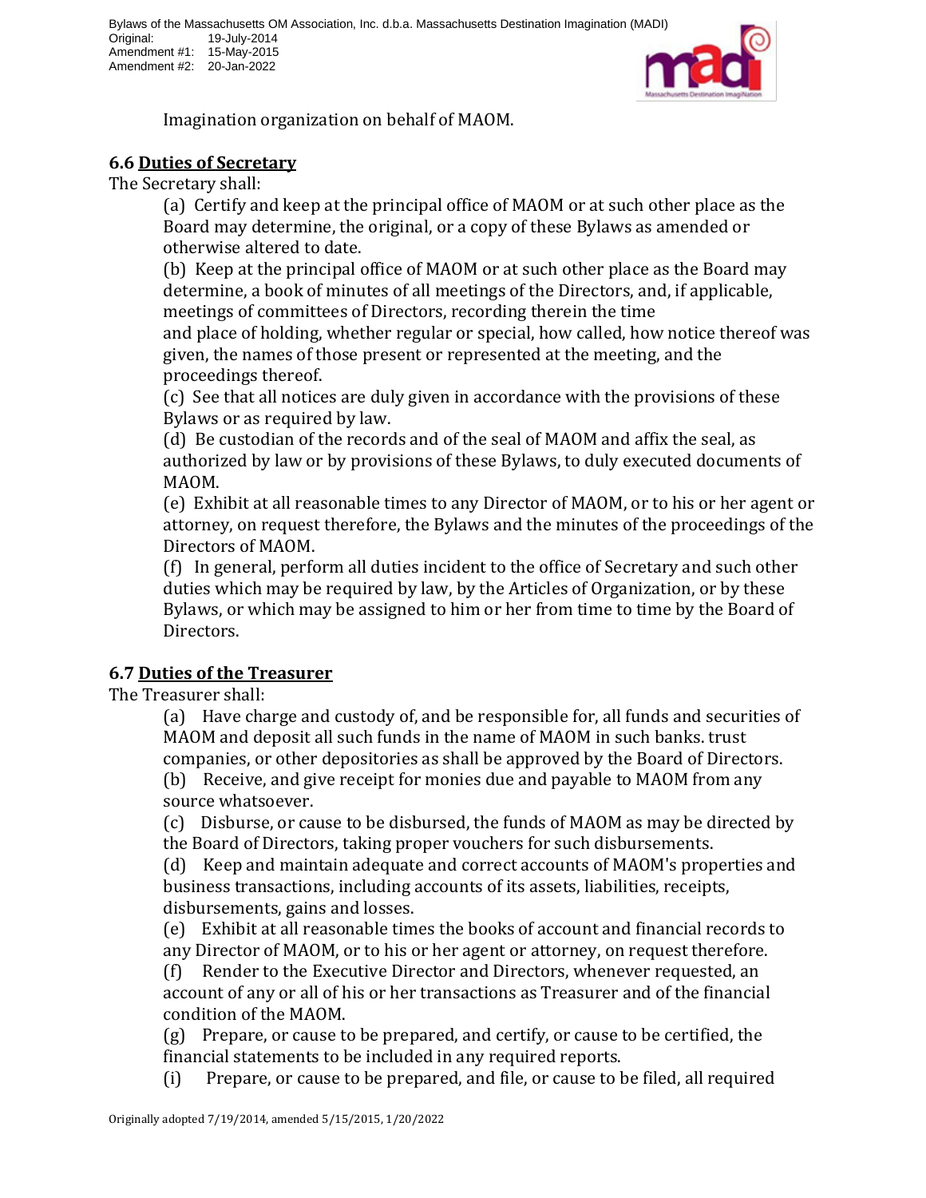Imagination organization on behalf of MAOM.

### 6.6 Duties of Secretary

The Secretary shall:

(a) Certify and keep at the principal office of MAOM or at such other place as the Board may determine, the original, or a copy of these Bylaws as amended or otherwise altered to date.

(b) Keep at the principal office of MAOM or at such other place as the Board may determine, a book of minutes of all meetings of the Directors, and, if applicable, meetings of committees of Directors, recording therein the time and place of holding, whether regular or special, how called, how notice thereof was given, the names of those present or represented at the meeting, and the proceedings thereof.

(c) See that all notices are duly given in accordance with the provisions of these Bylaws or as required by law.

(d) Be custodian of the records and of the seal of MAOM and affix the seal, as authorized by law or by provisions of these Bylaws, to duly executed documents of MAOM.

(e) Exhibit at all reasonable times to any Director of MAOM, or to his or her agent or attorney, on request therefore, the Bylaws and the minutes of the proceedings of the Directors of MAOM.

(f) In general, perform all duties incident to the office of Secretary and such other duties which may be required by law, by the Articles of Organization, or by these Bylaws, or which may be assigned to him or her from time to time by the Board of Directors.

### 6.7 Duties of the Treasurer

The Treasurer shall:

(a) Have charge and custody of, and be responsible for, all funds and securities of MAOM and deposit all such funds in the name of MAOM in such banks. trust companies, or other depositories as shall be approved by the Board of Directors.

(b) Receive, and give receipt for monies due and payable to MAOM from any source whatsoever.

(c) Disburse, or cause to be disbursed, the funds of MAOM as may be directed by the Board of Directors, taking proper vouchers for such disbursements.

(d) Keep and maintain adequate and correct accounts of MAOM's properties and business transactions, including accounts of its assets, liabilities, receipts, disbursements, gains and losses.

(e) Exhibit at all reasonable times the books of account and financial records to any Director of MAOM, or to his or her agent or attorney, on request therefore.

(f) Render to the Executive Director and Directors, whenever requested, an account of any or all of his or her transactions as Treasurer and of the financial condition of the MAOM.

(g) Prepare, or cause to be prepared, and certify, or cause to be certified, the financial statements to be included in any required reports.

(i) Prepare, or cause to be prepared, and file, or cause to be filed, all required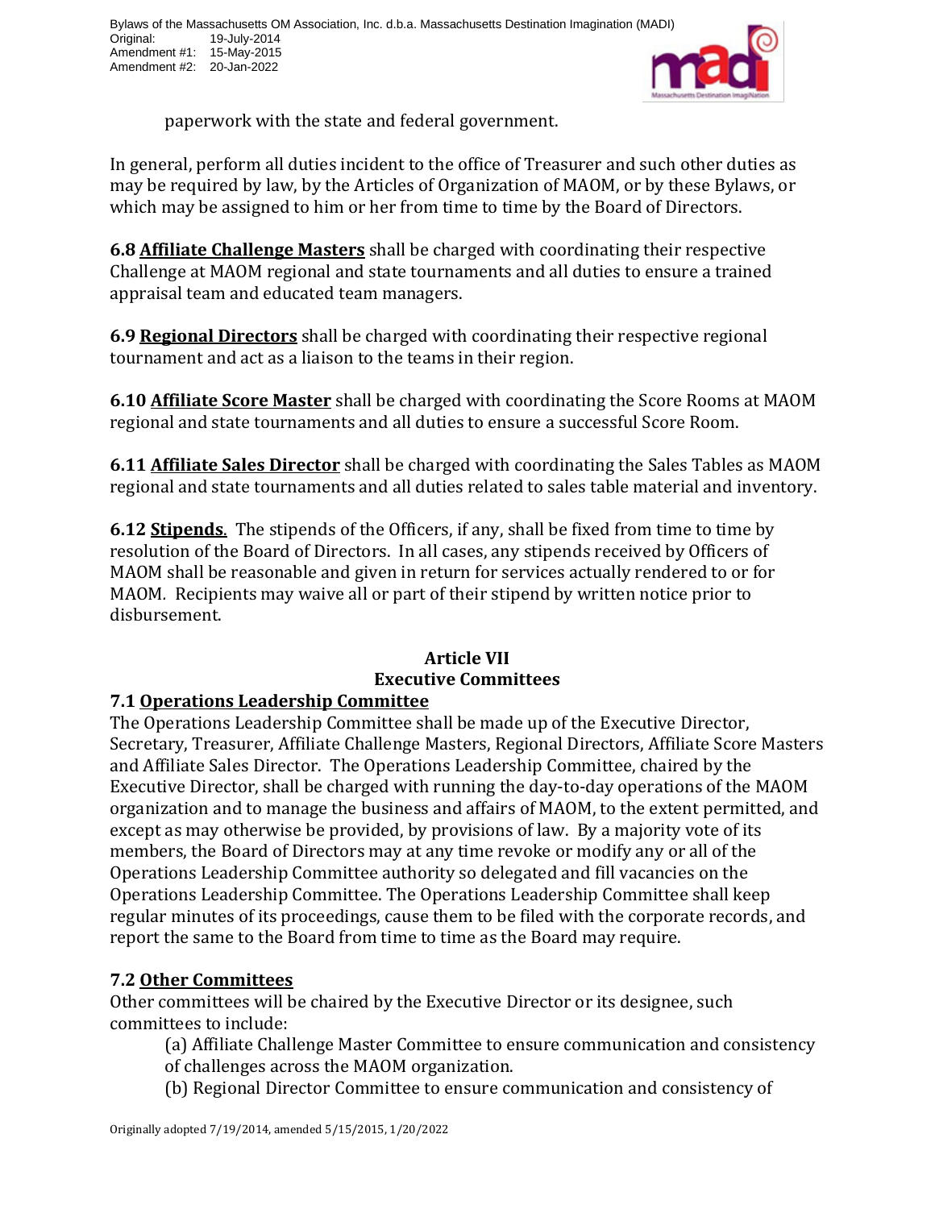paperwork with the state and federal government.

In general, perform all duties incident to the office of Treasurer and such other duties as may be required by law, by the Articles of Organization of MAOM, or by these Bylaws, or which may be assigned to him or her from time to time by the Board of Directors.

**6.8 Affiliate Challenge Masters** shall be charged with coordinating their respective Challenge at MAOM regional and state tournaments and all duties to ensure a trained appraisal team and educated team managers.

**6.9 Regional Directors** shall be charged with coordinating their respective regional tournament and act as a liaison to the teams in their region.

**6.10 Affiliate Score Master** shall be charged with coordinating the Score Rooms at MAOM regional and state tournaments and all duties to ensure a successful Score Room.

**6.11 Affiliate Sales Director** shall be charged with coordinating the Sales Tables as MAOM regional and state tournaments and all duties related to sales table material and inventory.

**6.12 Stipends.** The stipends of the Officers, if any, shall be fixed from time to time by resolution of the Board of Directors. In all cases, any stipends received by Officers of MAOM shall be reasonable and given in return for services actually rendered to or for MAOM. Recipients may waive all or part of their stipend by written notice prior to disbursement.

## Article VII
## Executive Committees

**7.1 Operations Leadership Committee**

The Operations Leadership Committee shall be made up of the Executive Director, Secretary, Treasurer, Affiliate Challenge Masters, Regional Directors, Affiliate Score Masters and Affiliate Sales Director. The Operations Leadership Committee, chaired by the Executive Director, shall be charged with running the day-to-day operations of the MAOM organization and to manage the business and affairs of MAOM, to the extent permitted, and except as may otherwise be provided, by provisions of law. By a majority vote of its members, the Board of Directors may at any time revoke or modify any or all of the Operations Leadership Committee authority so delegated and fill vacancies on the Operations Leadership Committee. The Operations Leadership Committee shall keep regular minutes of its proceedings, cause them to be filed with the corporate records, and report the same to the Board from time to time as the Board may require.

**7.2 Other Committees**

Other committees will be chaired by the Executive Director or its designee, such committees to include:

(a) Affiliate Challenge Master Committee to ensure communication and consistency of challenges across the MAOM organization.

(b) Regional Director Committee to ensure communication and consistency of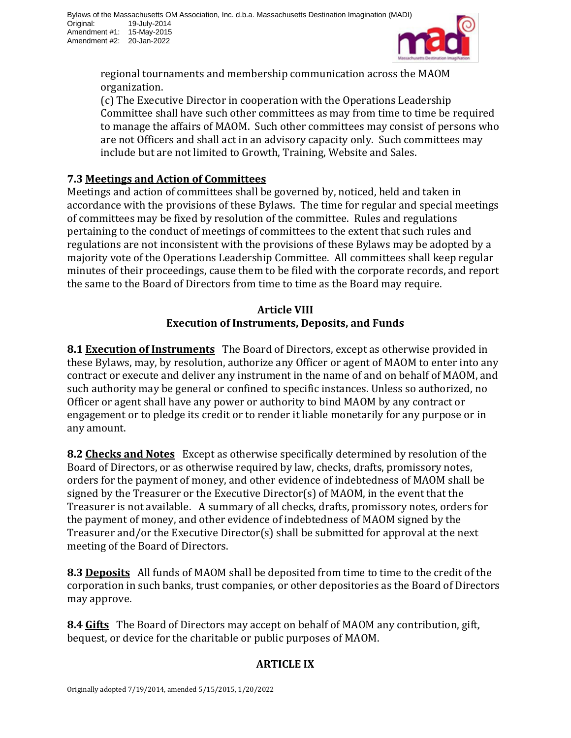regional tournaments and membership communication across the MAOM organization.

(c) The Executive Director in cooperation with the Operations Leadership Committee shall have such other committees as may from time to time be required to manage the affairs of MAOM. Such other committees may consist of persons who are not Officers and shall act in an advisory capacity only. Such committees may include but are not limited to Growth, Training, Website and Sales.

**7.3 Meetings and Action of Committees**
Meetings and action of committees shall be governed by, noticed, held and taken in accordance with the provisions of these Bylaws. The time for regular and special meetings of committees may be fixed by resolution of the committee. Rules and regulations pertaining to the conduct of meetings of committees to the extent that such rules and regulations are not inconsistent with the provisions of these Bylaws may be adopted by a majority vote of the Operations Leadership Committee. All committees shall keep regular minutes of their proceedings, cause them to be filed with the corporate records, and report the same to the Board of Directors from time to time as the Board may require.

## Article VIII
## Execution of Instruments, Deposits, and Funds

**8.1 Execution of Instruments** The Board of Directors, except as otherwise provided in these Bylaws, may, by resolution, authorize any Officer or agent of MAOM to enter into any contract or execute and deliver any instrument in the name of and on behalf of MAOM, and such authority may be general or confined to specific instances. Unless so authorized, no Officer or agent shall have any power or authority to bind MAOM by any contract or engagement or to pledge its credit or to render it liable monetarily for any purpose or in any amount.

**8.2 Checks and Notes** Except as otherwise specifically determined by resolution of the Board of Directors, or as otherwise required by law, checks, drafts, promissory notes, orders for the payment of money, and other evidence of indebtedness of MAOM shall be signed by the Treasurer or the Executive Director(s) of MAOM, in the event that the Treasurer is not available. A summary of all checks, drafts, promissory notes, orders for the payment of money, and other evidence of indebtedness of MAOM signed by the Treasurer and/or the Executive Director(s) shall be submitted for approval at the next meeting of the Board of Directors.

**8.3 Deposits** All funds of MAOM shall be deposited from time to time to the credit of the corporation in such banks, trust companies, or other depositories as the Board of Directors may approve.

**8.4 Gifts** The Board of Directors may accept on behalf of MAOM any contribution, gift, bequest, or device for the charitable or public purposes of MAOM.

## ARTICLE IX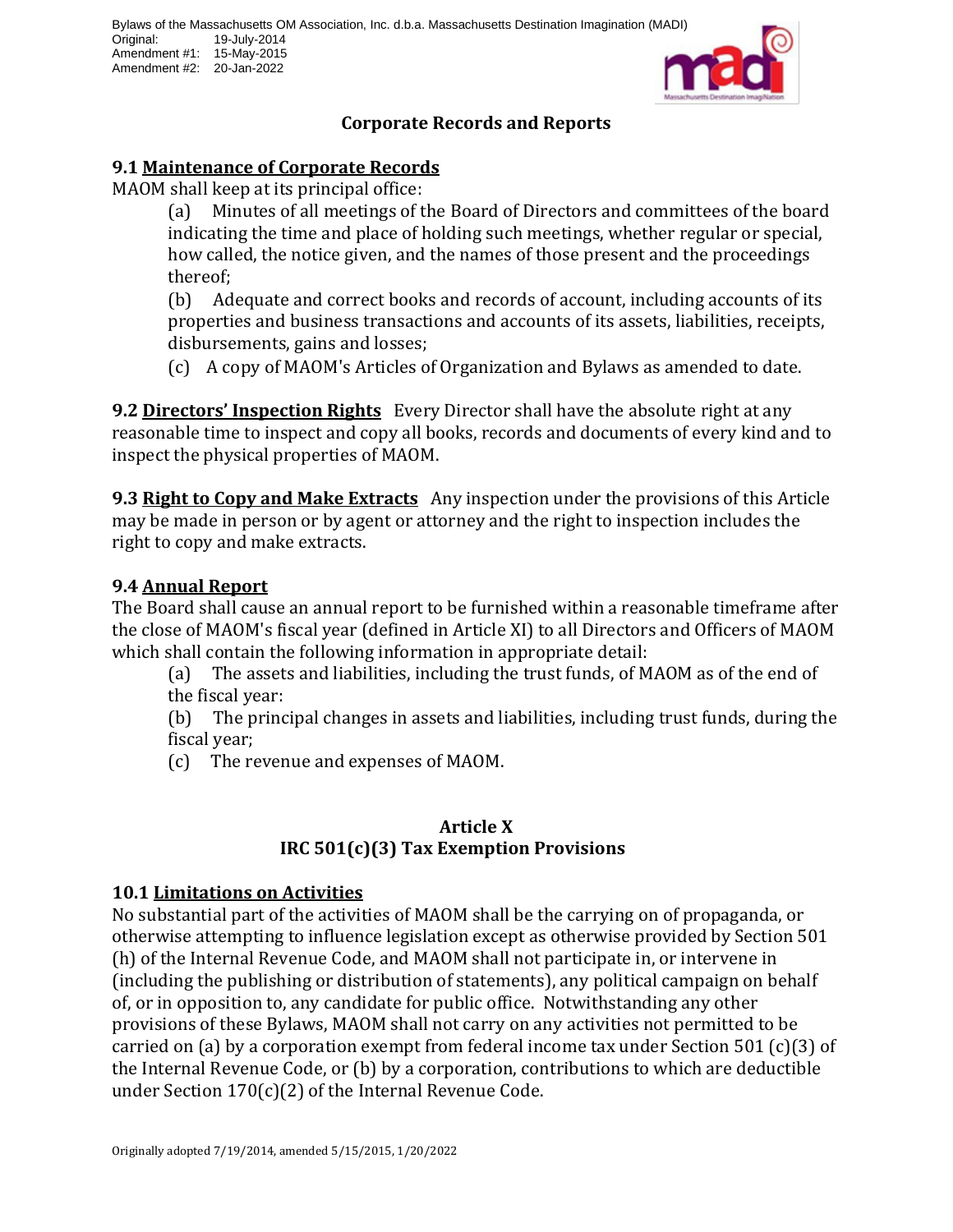## Corporate Records and Reports

### 9.1 Maintenance of Corporate Records

MAOM shall keep at its principal office:

(a) Minutes of all meetings of the Board of Directors and committees of the board indicating the time and place of holding such meetings, whether regular or special, how called, the notice given, and the names of those present and the proceedings thereof;

(b) Adequate and correct books and records of account, including accounts of its properties and business transactions and accounts of its assets, liabilities, receipts, disbursements, gains and losses;

(c) A copy of MAOM's Articles of Organization and Bylaws as amended to date.

**9.2 Directors' Inspection Rights** Every Director shall have the absolute right at any reasonable time to inspect and copy all books, records and documents of every kind and to inspect the physical properties of MAOM.

**9.3 Right to Copy and Make Extracts** Any inspection under the provisions of this Article may be made in person or by agent or attorney and the right to inspection includes the right to copy and make extracts.

### 9.4 Annual Report

The Board shall cause an annual report to be furnished within a reasonable timeframe after the close of MAOM's fiscal year (defined in Article XI) to all Directors and Officers of MAOM which shall contain the following information in appropriate detail:

(a) The assets and liabilities, including the trust funds, of MAOM as of the end of the fiscal year:

(b) The principal changes in assets and liabilities, including trust funds, during the fiscal year;

(c) The revenue and expenses of MAOM.

## Article X
## IRC 501(c)(3) Tax Exemption Provisions

### 10.1 Limitations on Activities

No substantial part of the activities of MAOM shall be the carrying on of propaganda, or otherwise attempting to influence legislation except as otherwise provided by Section 501 (h) of the Internal Revenue Code, and MAOM shall not participate in, or intervene in (including the publishing or distribution of statements), any political campaign on behalf of, or in opposition to, any candidate for public office. Notwithstanding any other provisions of these Bylaws, MAOM shall not carry on any activities not permitted to be carried on (a) by a corporation exempt from federal income tax under Section 501 (c)(3) of the Internal Revenue Code, or (b) by a corporation, contributions to which are deductible under Section 170(c)(2) of the Internal Revenue Code.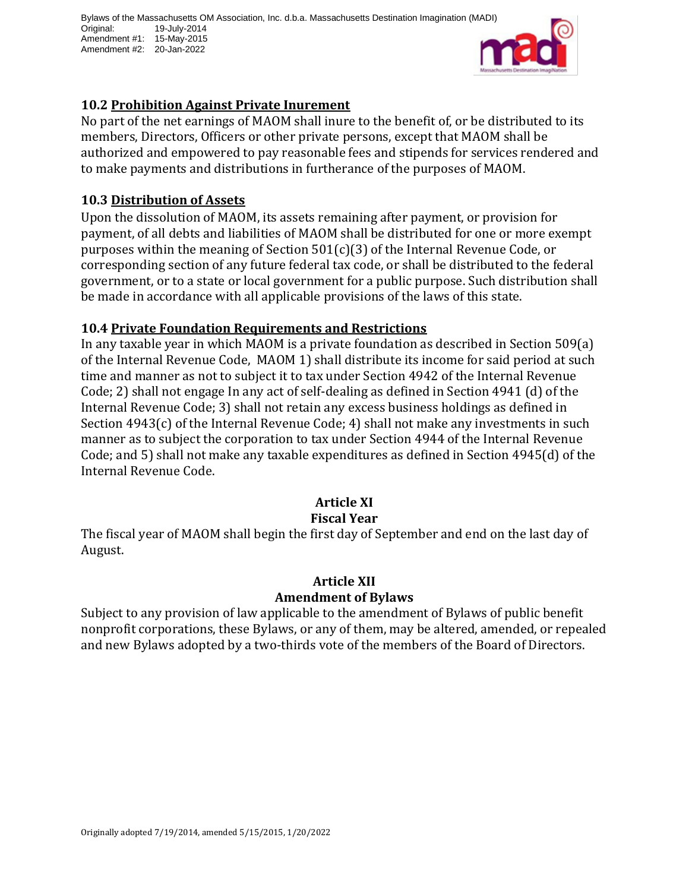### 10.2 Prohibition Against Private Inurement

No part of the net earnings of MAOM shall inure to the benefit of, or be distributed to its members, Directors, Officers or other private persons, except that MAOM shall be authorized and empowered to pay reasonable fees and stipends for services rendered and to make payments and distributions in furtherance of the purposes of MAOM.

### 10.3 Distribution of Assets

Upon the dissolution of MAOM, its assets remaining after payment, or provision for payment, of all debts and liabilities of MAOM shall be distributed for one or more exempt purposes within the meaning of Section 501(c)(3) of the Internal Revenue Code, or corresponding section of any future federal tax code, or shall be distributed to the federal government, or to a state or local government for a public purpose. Such distribution shall be made in accordance with all applicable provisions of the laws of this state.

### 10.4 Private Foundation Requirements and Restrictions

In any taxable year in which MAOM is a private foundation as described in Section 509(a) of the Internal Revenue Code, MAOM 1) shall distribute its income for said period at such time and manner as not to subject it to tax under Section 4942 of the Internal Revenue Code; 2) shall not engage In any act of self-dealing as defined in Section 4941 (d) of the Internal Revenue Code; 3) shall not retain any excess business holdings as defined in Section 4943(c) of the Internal Revenue Code; 4) shall not make any investments in such manner as to subject the corporation to tax under Section 4944 of the Internal Revenue Code; and 5) shall not make any taxable expenditures as defined in Section 4945(d) of the Internal Revenue Code.

## Article XI
## Fiscal Year

The fiscal year of MAOM shall begin the first day of September and end on the last day of August.

## Article XII
## Amendment of Bylaws

Subject to any provision of law applicable to the amendment of Bylaws of public benefit nonprofit corporations, these Bylaws, or any of them, may be altered, amended, or repealed and new Bylaws adopted by a two-thirds vote of the members of the Board of Directors.